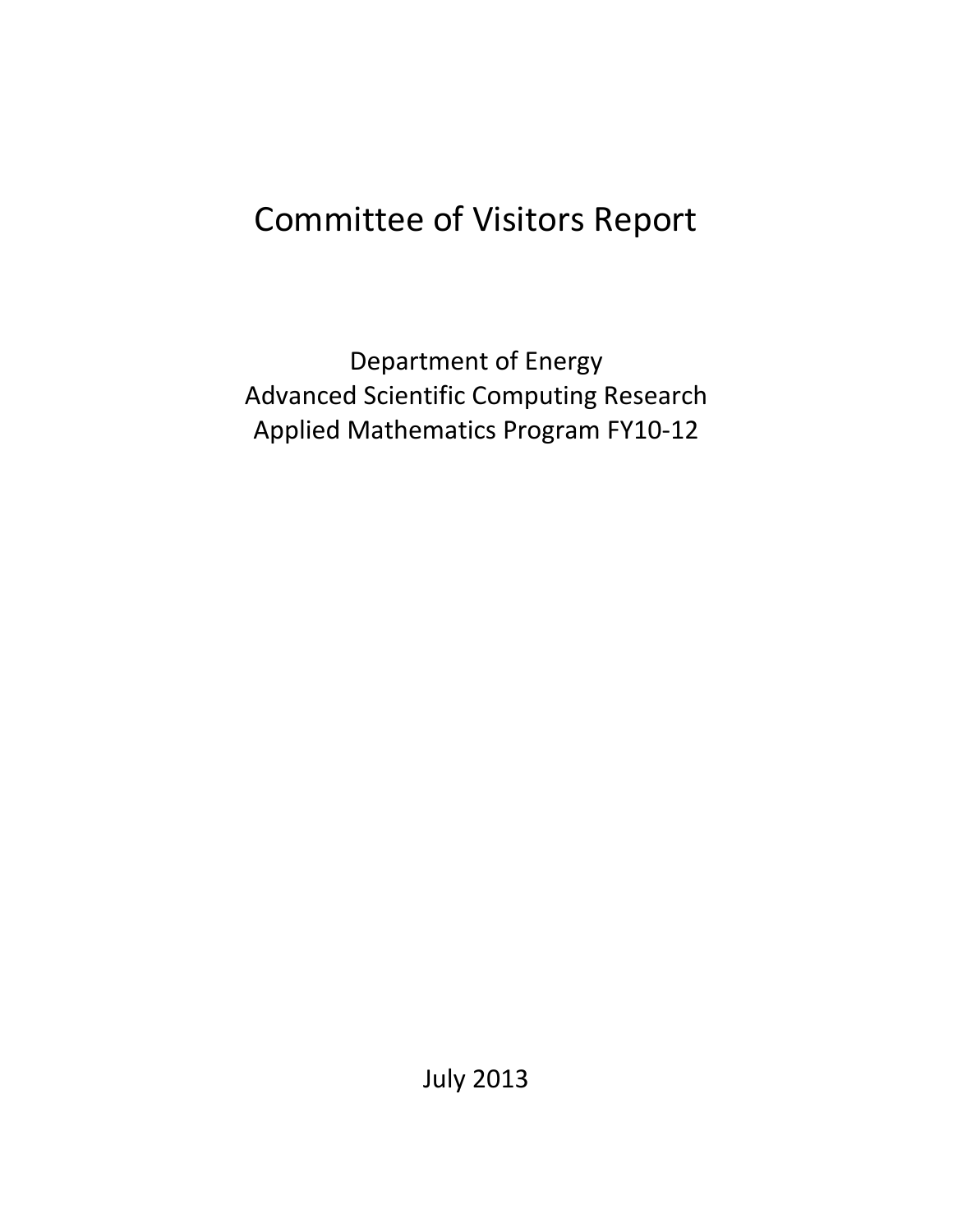# Committee of Visitors Report

Department of Energy
Advanced Scientific Computing Research
Applied Mathematics Program FY10-12

July 2013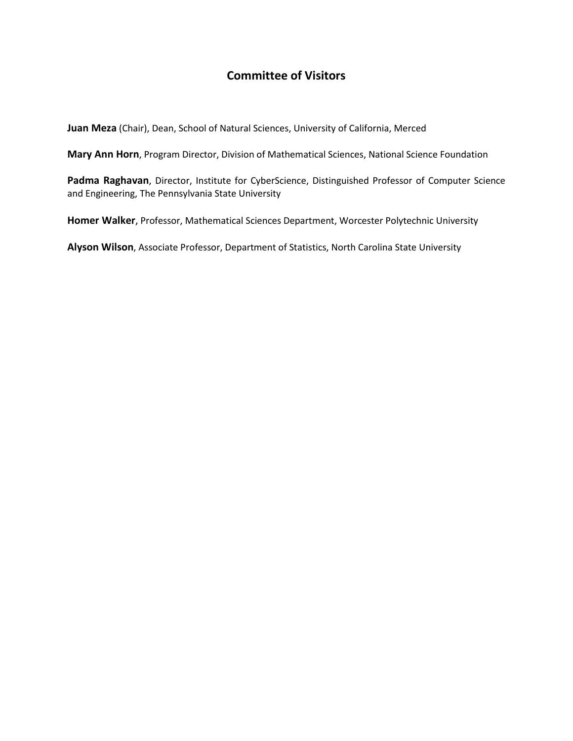# Committee of Visitors

**Juan Meza** (Chair), Dean, School of Natural Sciences, University of California, Merced

**Mary Ann Horn**, Program Director, Division of Mathematical Sciences, National Science Foundation

**Padma Raghavan**, Director, Institute for CyberScience, Distinguished Professor of Computer Science and Engineering, The Pennsylvania State University

**Homer Walker**, Professor, Mathematical Sciences Department, Worcester Polytechnic University

**Alyson Wilson**, Associate Professor, Department of Statistics, North Carolina State University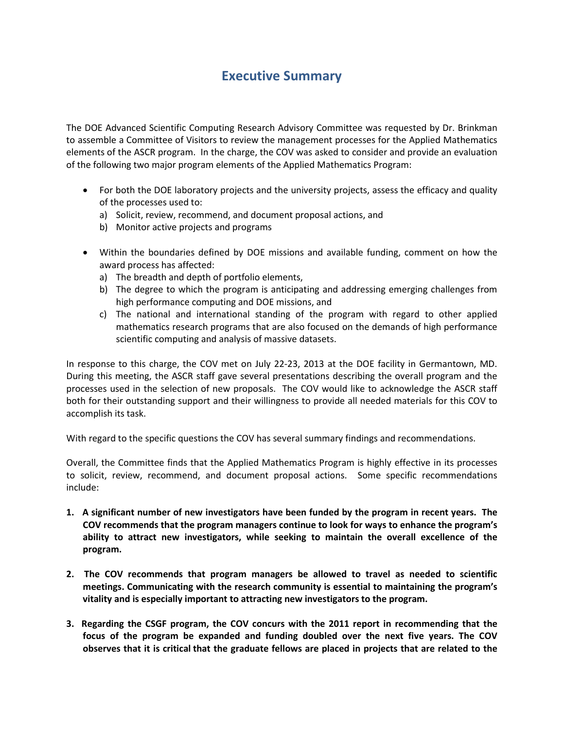# Executive Summary

The DOE Advanced Scientific Computing Research Advisory Committee was requested by Dr. Brinkman to assemble a Committee of Visitors to review the management processes for the Applied Mathematics elements of the ASCR program. In the charge, the COV was asked to consider and provide an evaluation of the following two major program elements of the Applied Mathematics Program:

- For both the DOE laboratory projects and the university projects, assess the efficacy and quality of the processes used to:
  a) Solicit, review, recommend, and document proposal actions, and
  b) Monitor active projects and programs

- Within the boundaries defined by DOE missions and available funding, comment on how the award process has affected:
  a) The breadth and depth of portfolio elements,
  b) The degree to which the program is anticipating and addressing emerging challenges from high performance computing and DOE missions, and
  c) The national and international standing of the program with regard to other applied mathematics research programs that are also focused on the demands of high performance scientific computing and analysis of massive datasets.

In response to this charge, the COV met on July 22-23, 2013 at the DOE facility in Germantown, MD. During this meeting, the ASCR staff gave several presentations describing the overall program and the processes used in the selection of new proposals. The COV would like to acknowledge the ASCR staff both for their outstanding support and their willingness to provide all needed materials for this COV to accomplish its task.

With regard to the specific questions the COV has several summary findings and recommendations.

Overall, the Committee finds that the Applied Mathematics Program is highly effective in its processes to solicit, review, recommend, and document proposal actions. Some specific recommendations include:

1. **A significant number of new investigators have been funded by the program in recent years. The COV recommends that the program managers continue to look for ways to enhance the program's ability to attract new investigators, while seeking to maintain the overall excellence of the program.**

2. **The COV recommends that program managers be allowed to travel as needed to scientific meetings. Communicating with the research community is essential to maintaining the program's vitality and is especially important to attracting new investigators to the program.**

3. **Regarding the CSGF program, the COV concurs with the 2011 report in recommending that the focus of the program be expanded and funding doubled over the next five years. The COV observes that it is critical that the graduate fellows are placed in projects that are related to the**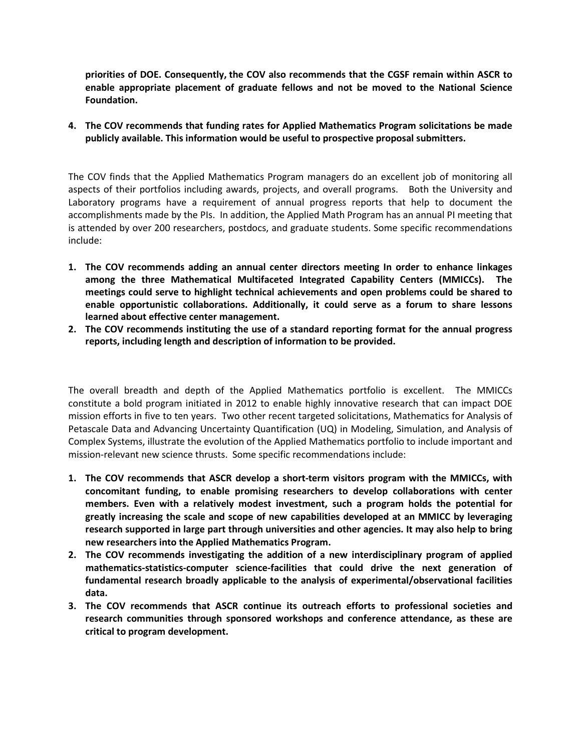**priorities of DOE. Consequently, the COV also recommends that the CGSF remain within ASCR to enable appropriate placement of graduate fellows and not be moved to the National Science Foundation.**

4. **The COV recommends that funding rates for Applied Mathematics Program solicitations be made publicly available. This information would be useful to prospective proposal submitters.**

The COV finds that the Applied Mathematics Program managers do an excellent job of monitoring all aspects of their portfolios including awards, projects, and overall programs. Both the University and Laboratory programs have a requirement of annual progress reports that help to document the accomplishments made by the PIs. In addition, the Applied Math Program has an annual PI meeting that is attended by over 200 researchers, postdocs, and graduate students. Some specific recommendations include:

1. **The COV recommends adding an annual center directors meeting In order to enhance linkages among the three Mathematical Multifaceted Integrated Capability Centers (MMICCs). The meetings could serve to highlight technical achievements and open problems could be shared to enable opportunistic collaborations. Additionally, it could serve as a forum to share lessons learned about effective center management.**
2. **The COV recommends instituting the use of a standard reporting format for the annual progress reports, including length and description of information to be provided.**

The overall breadth and depth of the Applied Mathematics portfolio is excellent. The MMICCs constitute a bold program initiated in 2012 to enable highly innovative research that can impact DOE mission efforts in five to ten years. Two other recent targeted solicitations, Mathematics for Analysis of Petascale Data and Advancing Uncertainty Quantification (UQ) in Modeling, Simulation, and Analysis of Complex Systems, illustrate the evolution of the Applied Mathematics portfolio to include important and mission-relevant new science thrusts. Some specific recommendations include:

1. **The COV recommends that ASCR develop a short-term visitors program with the MMICCs, with concomitant funding, to enable promising researchers to develop collaborations with center members. Even with a relatively modest investment, such a program holds the potential for greatly increasing the scale and scope of new capabilities developed at an MMICC by leveraging research supported in large part through universities and other agencies. It may also help to bring new researchers into the Applied Mathematics Program.**
2. **The COV recommends investigating the addition of a new interdisciplinary program of applied mathematics-statistics-computer science-facilities that could drive the next generation of fundamental research broadly applicable to the analysis of experimental/observational facilities data.**
3. **The COV recommends that ASCR continue its outreach efforts to professional societies and research communities through sponsored workshops and conference attendance, as these are critical to program development.**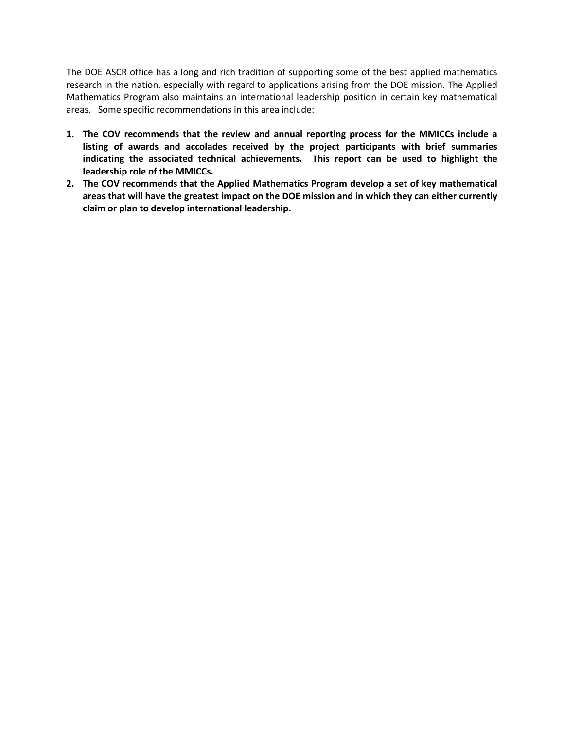The DOE ASCR office has a long and rich tradition of supporting some of the best applied mathematics research in the nation, especially with regard to applications arising from the DOE mission. The Applied Mathematics Program also maintains an international leadership position in certain key mathematical areas. Some specific recommendations in this area include:

1. **The COV recommends that the review and annual reporting process for the MMICCs include a listing of awards and accolades received by the project participants with brief summaries indicating the associated technical achievements. This report can be used to highlight the leadership role of the MMICCs.**
2. **The COV recommends that the Applied Mathematics Program develop a set of key mathematical areas that will have the greatest impact on the DOE mission and in which they can either currently claim or plan to develop international leadership.**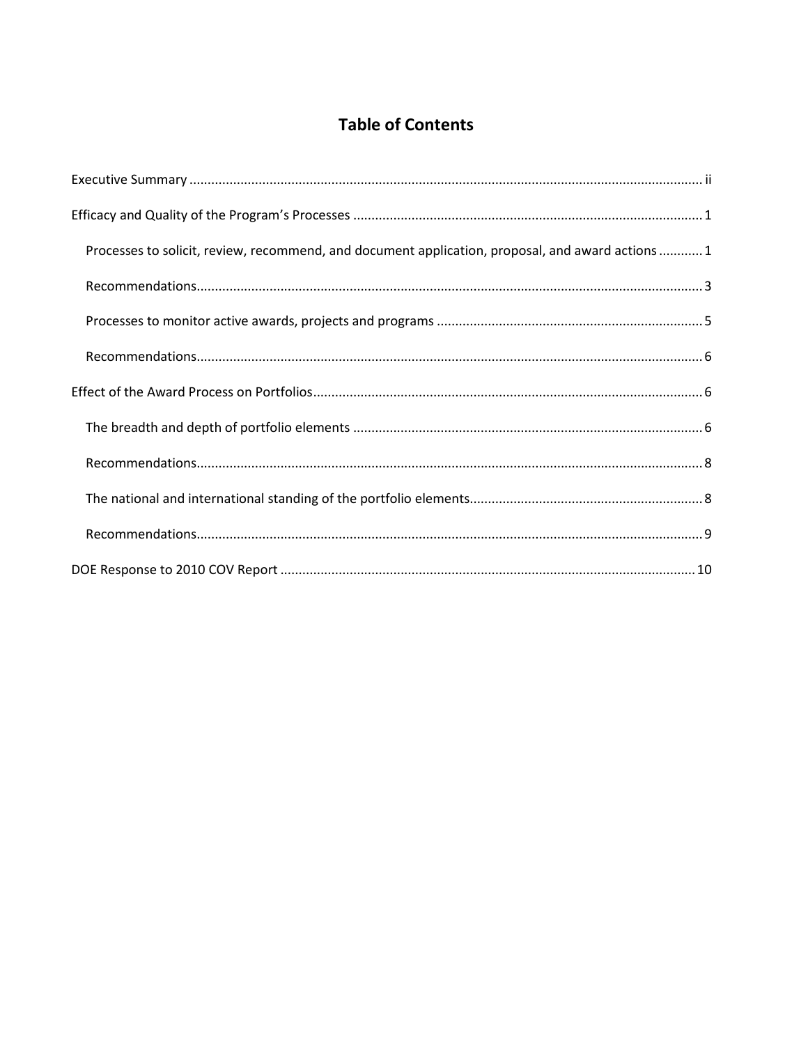# Table of Contents

Executive Summary ............ ii

Efficacy and Quality of the Program's Processes ............ 1

- Processes to solicit, review, recommend, and document application, proposal, and award actions ............ 1
- Recommendations ............ 3
- Processes to monitor active awards, projects and programs ............ 5
- Recommendations ............ 6

Effect of the Award Process on Portfolios ............ 6

- The breadth and depth of portfolio elements ............ 6
- Recommendations ............ 8
- The national and international standing of the portfolio elements ............ 8
- Recommendations ............ 9

DOE Response to 2010 COV Report ............ 10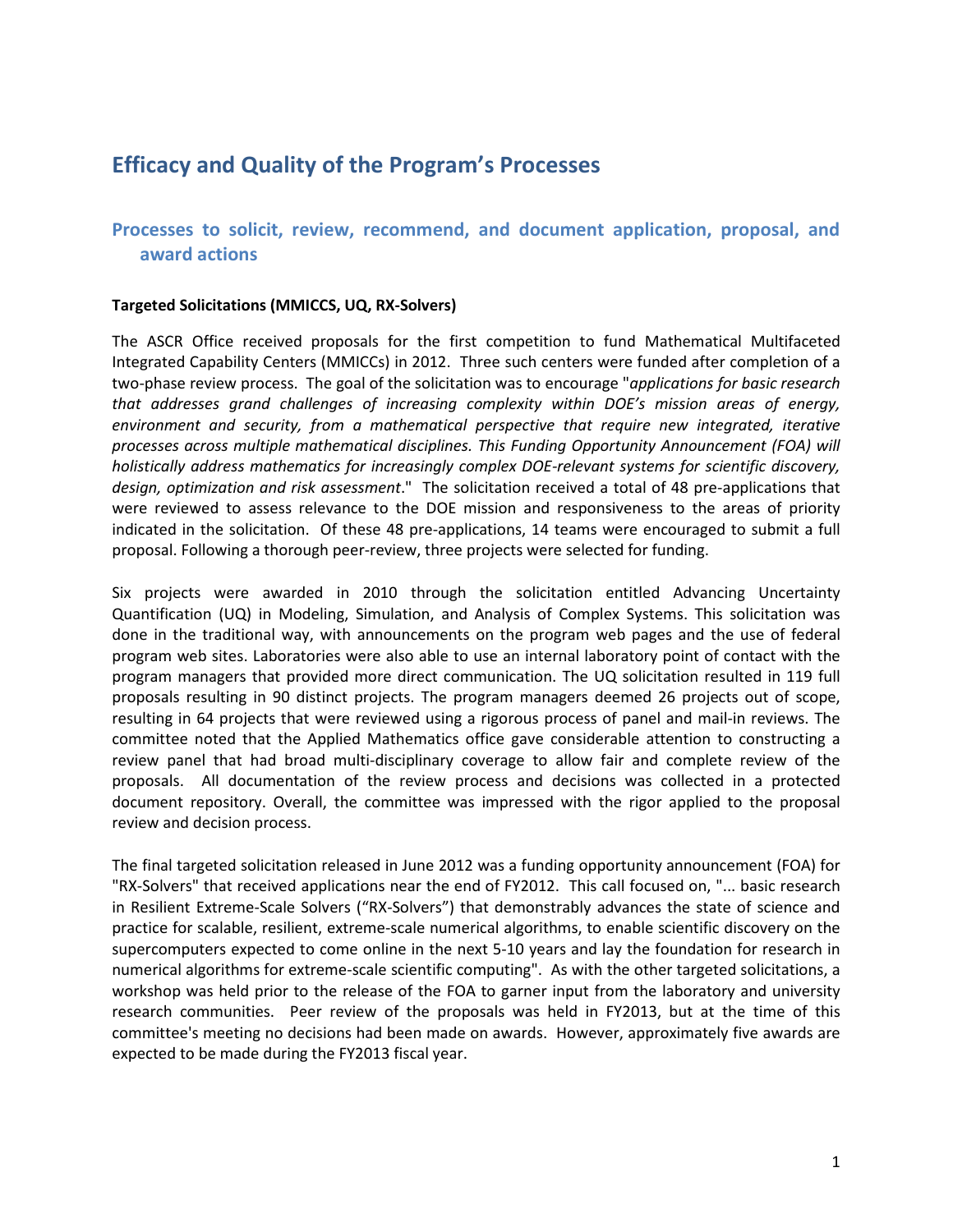# Efficacy and Quality of the Program's Processes

## Processes to solicit, review, recommend, and document application, proposal, and award actions

**Targeted Solicitations (MMICCS, UQ, RX-Solvers)**

The ASCR Office received proposals for the first competition to fund Mathematical Multifaceted Integrated Capability Centers (MMICCs) in 2012. Three such centers were funded after completion of a two-phase review process. The goal of the solicitation was to encourage "*applications for basic research that addresses grand challenges of increasing complexity within DOE's mission areas of energy, environment and security, from a mathematical perspective that require new integrated, iterative processes across multiple mathematical disciplines. This Funding Opportunity Announcement (FOA) will holistically address mathematics for increasingly complex DOE-relevant systems for scientific discovery, design, optimization and risk assessment*." The solicitation received a total of 48 pre-applications that were reviewed to assess relevance to the DOE mission and responsiveness to the areas of priority indicated in the solicitation. Of these 48 pre-applications, 14 teams were encouraged to submit a full proposal. Following a thorough peer-review, three projects were selected for funding.

Six projects were awarded in 2010 through the solicitation entitled Advancing Uncertainty Quantification (UQ) in Modeling, Simulation, and Analysis of Complex Systems. This solicitation was done in the traditional way, with announcements on the program web pages and the use of federal program web sites. Laboratories were also able to use an internal laboratory point of contact with the program managers that provided more direct communication. The UQ solicitation resulted in 119 full proposals resulting in 90 distinct projects. The program managers deemed 26 projects out of scope, resulting in 64 projects that were reviewed using a rigorous process of panel and mail-in reviews. The committee noted that the Applied Mathematics office gave considerable attention to constructing a review panel that had broad multi-disciplinary coverage to allow fair and complete review of the proposals. All documentation of the review process and decisions was collected in a protected document repository. Overall, the committee was impressed with the rigor applied to the proposal review and decision process.

The final targeted solicitation released in June 2012 was a funding opportunity announcement (FOA) for "RX-Solvers" that received applications near the end of FY2012. This call focused on, "... basic research in Resilient Extreme-Scale Solvers ("RX-Solvers") that demonstrably advances the state of science and practice for scalable, resilient, extreme-scale numerical algorithms, to enable scientific discovery on the supercomputers expected to come online in the next 5-10 years and lay the foundation for research in numerical algorithms for extreme-scale scientific computing". As with the other targeted solicitations, a workshop was held prior to the release of the FOA to garner input from the laboratory and university research communities. Peer review of the proposals was held in FY2013, but at the time of this committee's meeting no decisions had been made on awards. However, approximately five awards are expected to be made during the FY2013 fiscal year.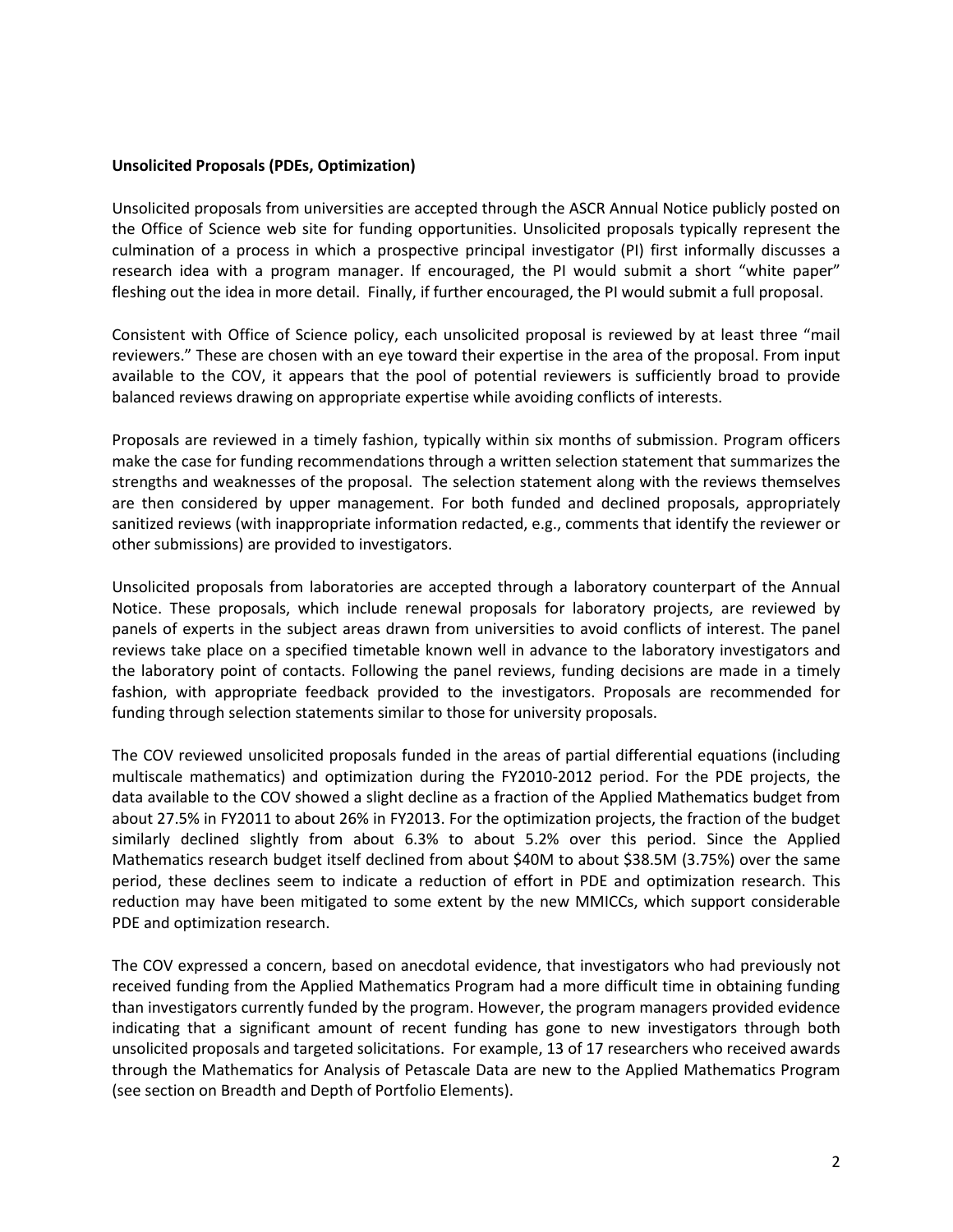**Unsolicited Proposals (PDEs, Optimization)**

Unsolicited proposals from universities are accepted through the ASCR Annual Notice publicly posted on the Office of Science web site for funding opportunities. Unsolicited proposals typically represent the culmination of a process in which a prospective principal investigator (PI) first informally discusses a research idea with a program manager. If encouraged, the PI would submit a short "white paper" fleshing out the idea in more detail. Finally, if further encouraged, the PI would submit a full proposal.

Consistent with Office of Science policy, each unsolicited proposal is reviewed by at least three "mail reviewers." These are chosen with an eye toward their expertise in the area of the proposal. From input available to the COV, it appears that the pool of potential reviewers is sufficiently broad to provide balanced reviews drawing on appropriate expertise while avoiding conflicts of interests.

Proposals are reviewed in a timely fashion, typically within six months of submission. Program officers make the case for funding recommendations through a written selection statement that summarizes the strengths and weaknesses of the proposal. The selection statement along with the reviews themselves are then considered by upper management. For both funded and declined proposals, appropriately sanitized reviews (with inappropriate information redacted, e.g., comments that identify the reviewer or other submissions) are provided to investigators.

Unsolicited proposals from laboratories are accepted through a laboratory counterpart of the Annual Notice. These proposals, which include renewal proposals for laboratory projects, are reviewed by panels of experts in the subject areas drawn from universities to avoid conflicts of interest. The panel reviews take place on a specified timetable known well in advance to the laboratory investigators and the laboratory point of contacts. Following the panel reviews, funding decisions are made in a timely fashion, with appropriate feedback provided to the investigators. Proposals are recommended for funding through selection statements similar to those for university proposals.

The COV reviewed unsolicited proposals funded in the areas of partial differential equations (including multiscale mathematics) and optimization during the FY2010-2012 period. For the PDE projects, the data available to the COV showed a slight decline as a fraction of the Applied Mathematics budget from about 27.5% in FY2011 to about 26% in FY2013. For the optimization projects, the fraction of the budget similarly declined slightly from about 6.3% to about 5.2% over this period. Since the Applied Mathematics research budget itself declined from about \$40M to about \$38.5M (3.75%) over the same period, these declines seem to indicate a reduction of effort in PDE and optimization research. This reduction may have been mitigated to some extent by the new MMICCs, which support considerable PDE and optimization research.

The COV expressed a concern, based on anecdotal evidence, that investigators who had previously not received funding from the Applied Mathematics Program had a more difficult time in obtaining funding than investigators currently funded by the program. However, the program managers provided evidence indicating that a significant amount of recent funding has gone to new investigators through both unsolicited proposals and targeted solicitations. For example, 13 of 17 researchers who received awards through the Mathematics for Analysis of Petascale Data are new to the Applied Mathematics Program (see section on Breadth and Depth of Portfolio Elements).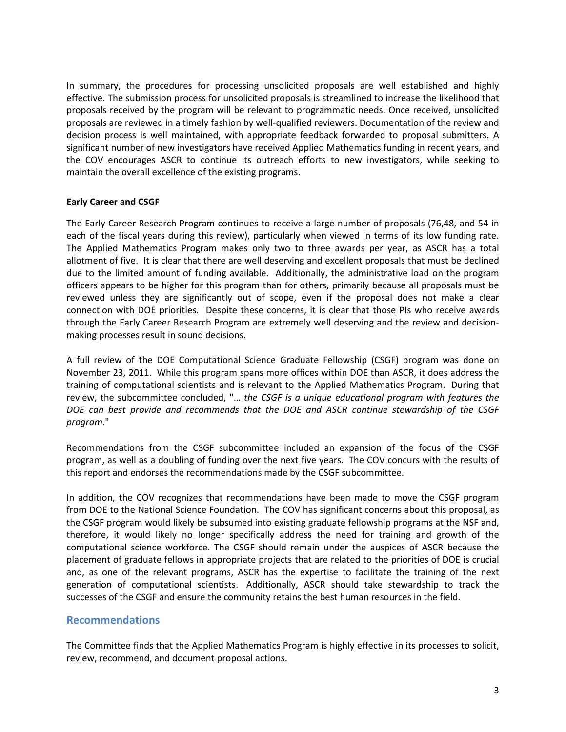In summary, the procedures for processing unsolicited proposals are well established and highly effective. The submission process for unsolicited proposals is streamlined to increase the likelihood that proposals received by the program will be relevant to programmatic needs. Once received, unsolicited proposals are reviewed in a timely fashion by well-qualified reviewers. Documentation of the review and decision process is well maintained, with appropriate feedback forwarded to proposal submitters. A significant number of new investigators have received Applied Mathematics funding in recent years, and the COV encourages ASCR to continue its outreach efforts to new investigators, while seeking to maintain the overall excellence of the existing programs.

**Early Career and CSGF**

The Early Career Research Program continues to receive a large number of proposals (76,48, and 54 in each of the fiscal years during this review), particularly when viewed in terms of its low funding rate. The Applied Mathematics Program makes only two to three awards per year, as ASCR has a total allotment of five. It is clear that there are well deserving and excellent proposals that must be declined due to the limited amount of funding available. Additionally, the administrative load on the program officers appears to be higher for this program than for others, primarily because all proposals must be reviewed unless they are significantly out of scope, even if the proposal does not make a clear connection with DOE priorities. Despite these concerns, it is clear that those PIs who receive awards through the Early Career Research Program are extremely well deserving and the review and decision-making processes result in sound decisions.

A full review of the DOE Computational Science Graduate Fellowship (CSGF) program was done on November 23, 2011. While this program spans more offices within DOE than ASCR, it does address the training of computational scientists and is relevant to the Applied Mathematics Program. During that review, the subcommittee concluded, "*… the CSGF is a unique educational program with features the DOE can best provide and recommends that the DOE and ASCR continue stewardship of the CSGF program*."

Recommendations from the CSGF subcommittee included an expansion of the focus of the CSGF program, as well as a doubling of funding over the next five years. The COV concurs with the results of this report and endorses the recommendations made by the CSGF subcommittee.

In addition, the COV recognizes that recommendations have been made to move the CSGF program from DOE to the National Science Foundation. The COV has significant concerns about this proposal, as the CSGF program would likely be subsumed into existing graduate fellowship programs at the NSF and, therefore, it would likely no longer specifically address the need for training and growth of the computational science workforce. The CSGF should remain under the auspices of ASCR because the placement of graduate fellows in appropriate projects that are related to the priorities of DOE is crucial and, as one of the relevant programs, ASCR has the expertise to facilitate the training of the next generation of computational scientists. Additionally, ASCR should take stewardship to track the successes of the CSGF and ensure the community retains the best human resources in the field.

## Recommendations

The Committee finds that the Applied Mathematics Program is highly effective in its processes to solicit, review, recommend, and document proposal actions.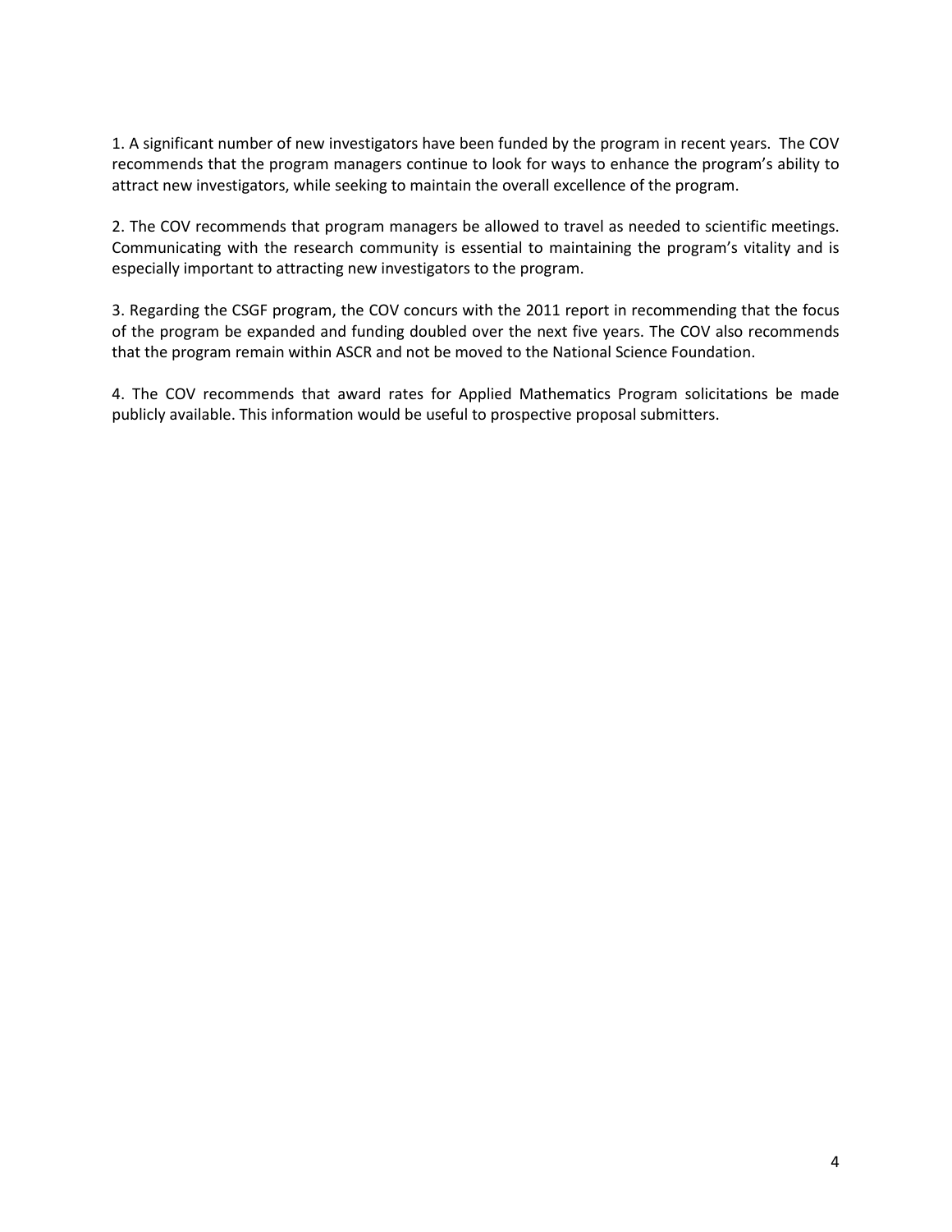1. A significant number of new investigators have been funded by the program in recent years. The COV recommends that the program managers continue to look for ways to enhance the program's ability to attract new investigators, while seeking to maintain the overall excellence of the program.

2. The COV recommends that program managers be allowed to travel as needed to scientific meetings. Communicating with the research community is essential to maintaining the program's vitality and is especially important to attracting new investigators to the program.

3. Regarding the CSGF program, the COV concurs with the 2011 report in recommending that the focus of the program be expanded and funding doubled over the next five years. The COV also recommends that the program remain within ASCR and not be moved to the National Science Foundation.

4. The COV recommends that award rates for Applied Mathematics Program solicitations be made publicly available. This information would be useful to prospective proposal submitters.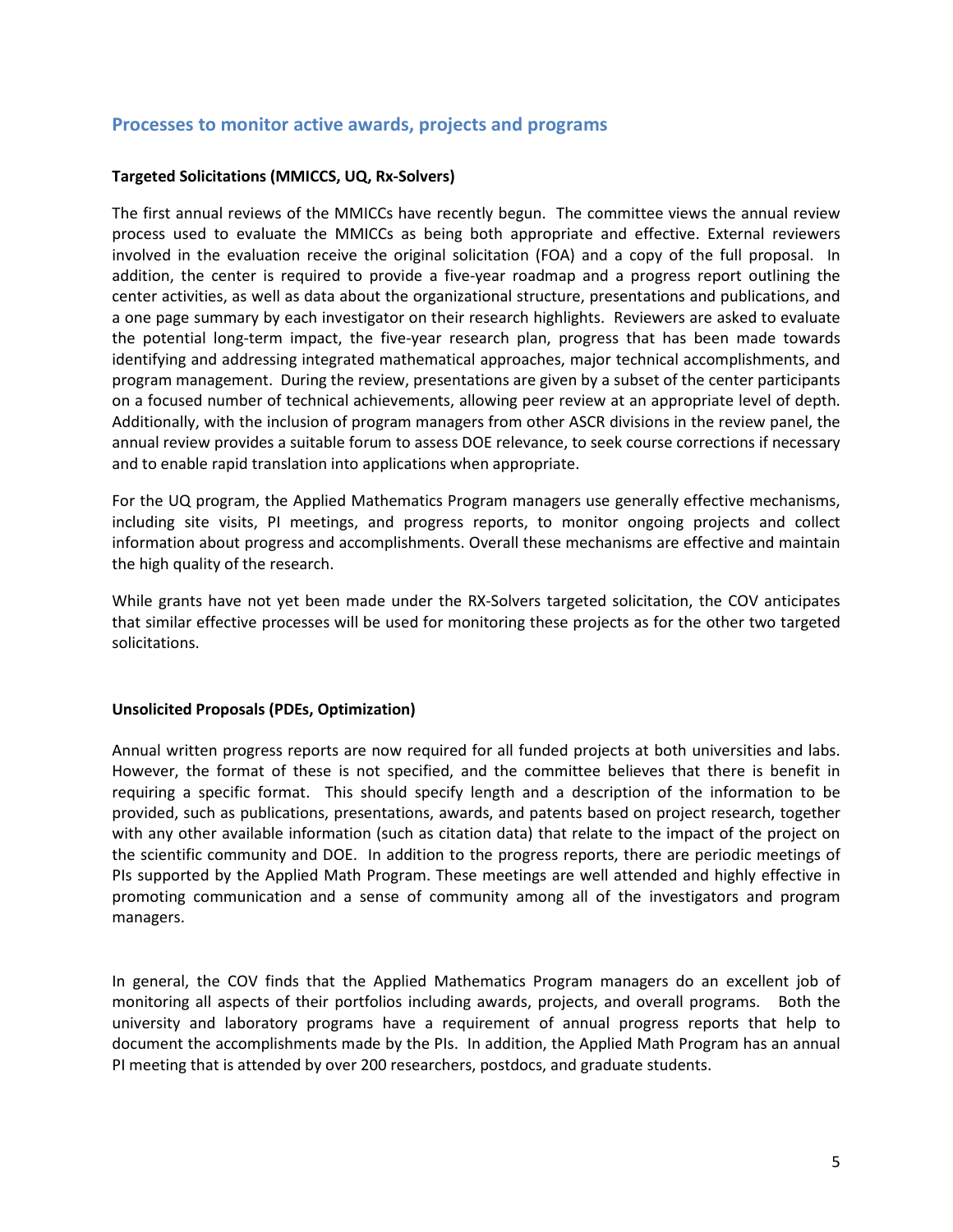## Processes to monitor active awards, projects and programs

**Targeted Solicitations (MMICCS, UQ, Rx-Solvers)**

The first annual reviews of the MMICCs have recently begun. The committee views the annual review process used to evaluate the MMICCs as being both appropriate and effective. External reviewers involved in the evaluation receive the original solicitation (FOA) and a copy of the full proposal. In addition, the center is required to provide a five-year roadmap and a progress report outlining the center activities, as well as data about the organizational structure, presentations and publications, and a one page summary by each investigator on their research highlights. Reviewers are asked to evaluate the potential long-term impact, the five-year research plan, progress that has been made towards identifying and addressing integrated mathematical approaches, major technical accomplishments, and program management. During the review, presentations are given by a subset of the center participants on a focused number of technical achievements, allowing peer review at an appropriate level of depth. Additionally, with the inclusion of program managers from other ASCR divisions in the review panel, the annual review provides a suitable forum to assess DOE relevance, to seek course corrections if necessary and to enable rapid translation into applications when appropriate.

For the UQ program, the Applied Mathematics Program managers use generally effective mechanisms, including site visits, PI meetings, and progress reports, to monitor ongoing projects and collect information about progress and accomplishments. Overall these mechanisms are effective and maintain the high quality of the research.

While grants have not yet been made under the RX-Solvers targeted solicitation, the COV anticipates that similar effective processes will be used for monitoring these projects as for the other two targeted solicitations.

**Unsolicited Proposals (PDEs, Optimization)**

Annual written progress reports are now required for all funded projects at both universities and labs. However, the format of these is not specified, and the committee believes that there is benefit in requiring a specific format. This should specify length and a description of the information to be provided, such as publications, presentations, awards, and patents based on project research, together with any other available information (such as citation data) that relate to the impact of the project on the scientific community and DOE. In addition to the progress reports, there are periodic meetings of PIs supported by the Applied Math Program. These meetings are well attended and highly effective in promoting communication and a sense of community among all of the investigators and program managers.

In general, the COV finds that the Applied Mathematics Program managers do an excellent job of monitoring all aspects of their portfolios including awards, projects, and overall programs. Both the university and laboratory programs have a requirement of annual progress reports that help to document the accomplishments made by the PIs. In addition, the Applied Math Program has an annual PI meeting that is attended by over 200 researchers, postdocs, and graduate students.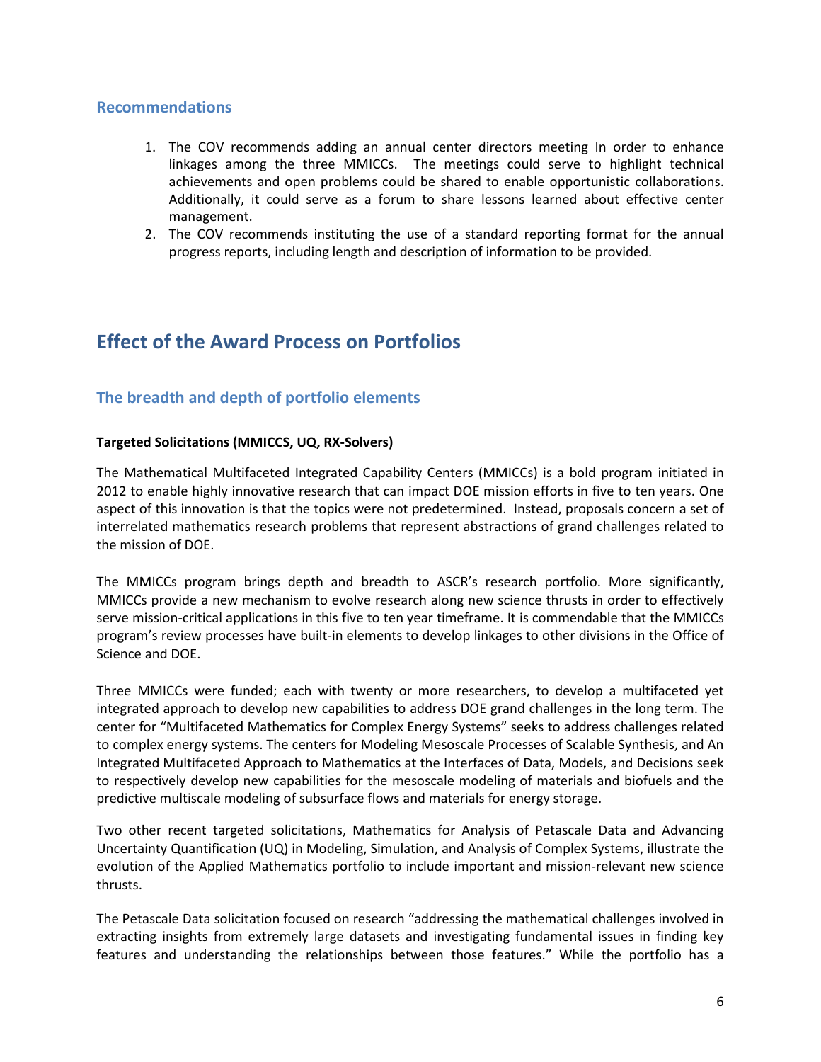### Recommendations

1. The COV recommends adding an annual center directors meeting In order to enhance linkages among the three MMICCs. The meetings could serve to highlight technical achievements and open problems could be shared to enable opportunistic collaborations. Additionally, it could serve as a forum to share lessons learned about effective center management.
2. The COV recommends instituting the use of a standard reporting format for the annual progress reports, including length and description of information to be provided.

## Effect of the Award Process on Portfolios

### The breadth and depth of portfolio elements

**Targeted Solicitations (MMICCS, UQ, RX-Solvers)**

The Mathematical Multifaceted Integrated Capability Centers (MMICCs) is a bold program initiated in 2012 to enable highly innovative research that can impact DOE mission efforts in five to ten years. One aspect of this innovation is that the topics were not predetermined. Instead, proposals concern a set of interrelated mathematics research problems that represent abstractions of grand challenges related to the mission of DOE.

The MMICCs program brings depth and breadth to ASCR's research portfolio. More significantly, MMICCs provide a new mechanism to evolve research along new science thrusts in order to effectively serve mission-critical applications in this five to ten year timeframe. It is commendable that the MMICCs program's review processes have built-in elements to develop linkages to other divisions in the Office of Science and DOE.

Three MMICCs were funded; each with twenty or more researchers, to develop a multifaceted yet integrated approach to develop new capabilities to address DOE grand challenges in the long term. The center for "Multifaceted Mathematics for Complex Energy Systems" seeks to address challenges related to complex energy systems. The centers for Modeling Mesoscale Processes of Scalable Synthesis, and An Integrated Multifaceted Approach to Mathematics at the Interfaces of Data, Models, and Decisions seek to respectively develop new capabilities for the mesoscale modeling of materials and biofuels and the predictive multiscale modeling of subsurface flows and materials for energy storage.

Two other recent targeted solicitations, Mathematics for Analysis of Petascale Data and Advancing Uncertainty Quantification (UQ) in Modeling, Simulation, and Analysis of Complex Systems, illustrate the evolution of the Applied Mathematics portfolio to include important and mission-relevant new science thrusts.

The Petascale Data solicitation focused on research "addressing the mathematical challenges involved in extracting insights from extremely large datasets and investigating fundamental issues in finding key features and understanding the relationships between those features." While the portfolio has a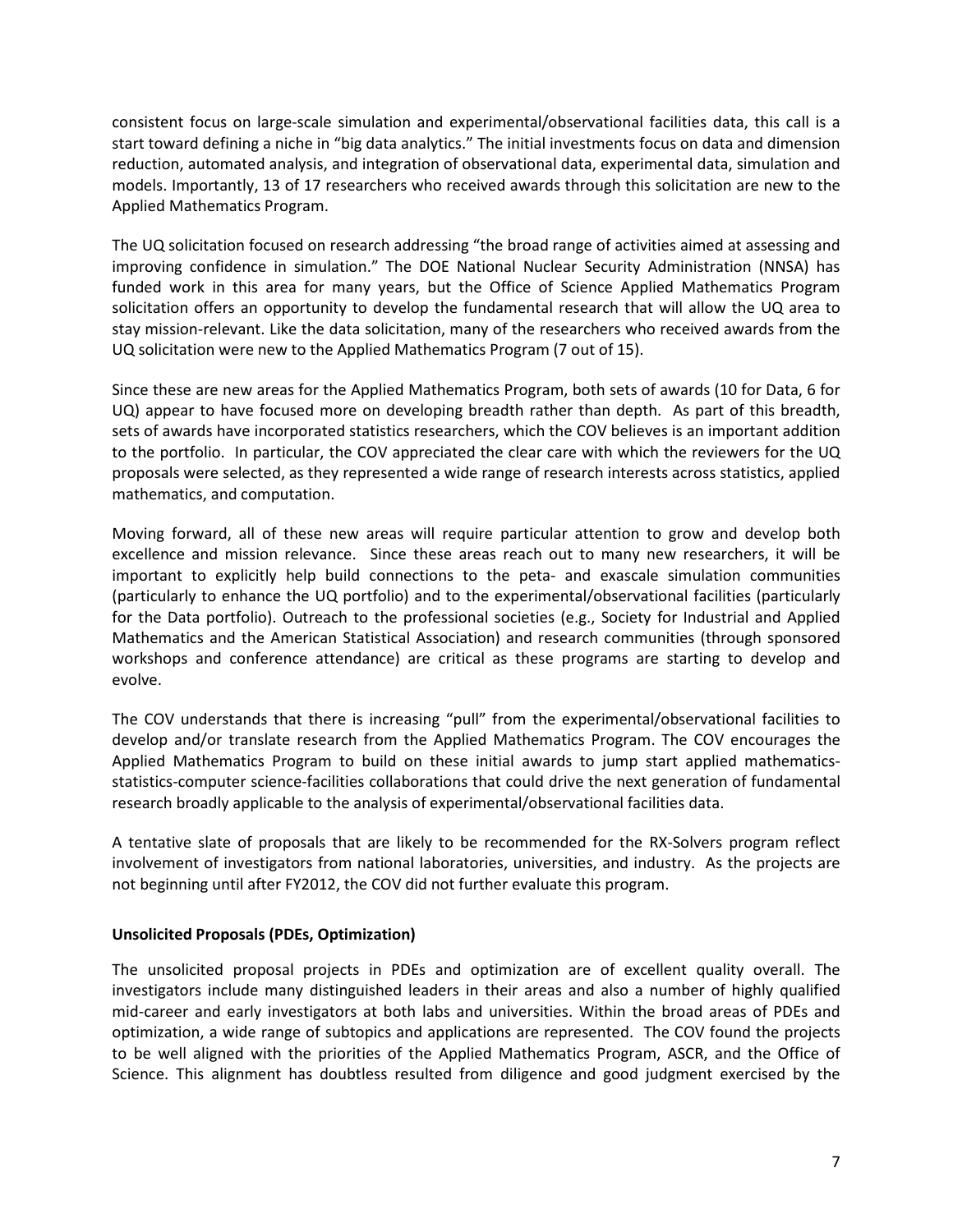consistent focus on large-scale simulation and experimental/observational facilities data, this call is a start toward defining a niche in "big data analytics." The initial investments focus on data and dimension reduction, automated analysis, and integration of observational data, experimental data, simulation and models. Importantly, 13 of 17 researchers who received awards through this solicitation are new to the Applied Mathematics Program.

The UQ solicitation focused on research addressing "the broad range of activities aimed at assessing and improving confidence in simulation." The DOE National Nuclear Security Administration (NNSA) has funded work in this area for many years, but the Office of Science Applied Mathematics Program solicitation offers an opportunity to develop the fundamental research that will allow the UQ area to stay mission-relevant. Like the data solicitation, many of the researchers who received awards from the UQ solicitation were new to the Applied Mathematics Program (7 out of 15).

Since these are new areas for the Applied Mathematics Program, both sets of awards (10 for Data, 6 for UQ) appear to have focused more on developing breadth rather than depth. As part of this breadth, sets of awards have incorporated statistics researchers, which the COV believes is an important addition to the portfolio. In particular, the COV appreciated the clear care with which the reviewers for the UQ proposals were selected, as they represented a wide range of research interests across statistics, applied mathematics, and computation.

Moving forward, all of these new areas will require particular attention to grow and develop both excellence and mission relevance. Since these areas reach out to many new researchers, it will be important to explicitly help build connections to the peta- and exascale simulation communities (particularly to enhance the UQ portfolio) and to the experimental/observational facilities (particularly for the Data portfolio). Outreach to the professional societies (e.g., Society for Industrial and Applied Mathematics and the American Statistical Association) and research communities (through sponsored workshops and conference attendance) are critical as these programs are starting to develop and evolve.

The COV understands that there is increasing "pull" from the experimental/observational facilities to develop and/or translate research from the Applied Mathematics Program. The COV encourages the Applied Mathematics Program to build on these initial awards to jump start applied mathematics-statistics-computer science-facilities collaborations that could drive the next generation of fundamental research broadly applicable to the analysis of experimental/observational facilities data.

A tentative slate of proposals that are likely to be recommended for the RX-Solvers program reflect involvement of investigators from national laboratories, universities, and industry. As the projects are not beginning until after FY2012, the COV did not further evaluate this program.

**Unsolicited Proposals (PDEs, Optimization)**

The unsolicited proposal projects in PDEs and optimization are of excellent quality overall. The investigators include many distinguished leaders in their areas and also a number of highly qualified mid-career and early investigators at both labs and universities. Within the broad areas of PDEs and optimization, a wide range of subtopics and applications are represented. The COV found the projects to be well aligned with the priorities of the Applied Mathematics Program, ASCR, and the Office of Science. This alignment has doubtless resulted from diligence and good judgment exercised by the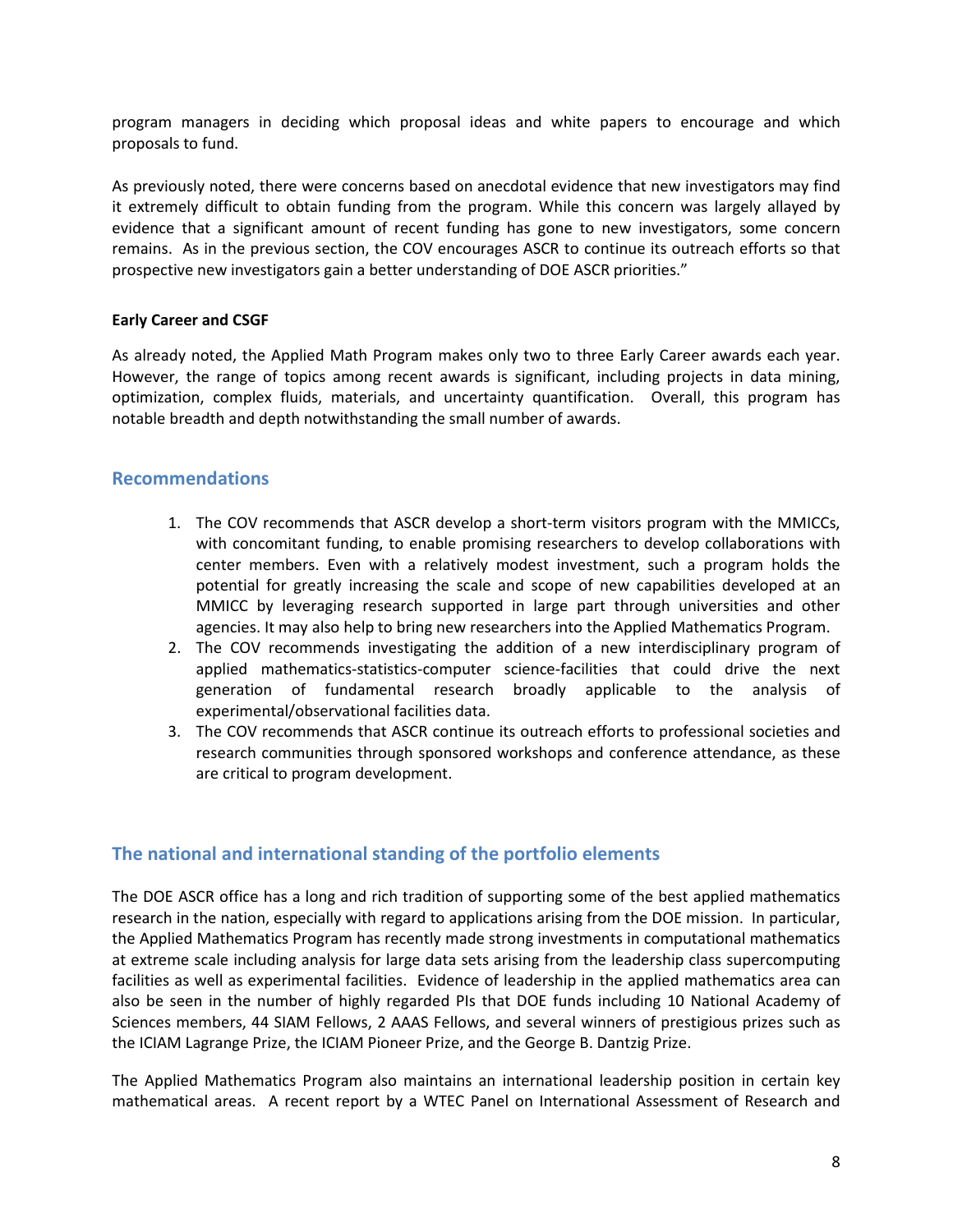program managers in deciding which proposal ideas and white papers to encourage and which proposals to fund.

As previously noted, there were concerns based on anecdotal evidence that new investigators may find it extremely difficult to obtain funding from the program. While this concern was largely allayed by evidence that a significant amount of recent funding has gone to new investigators, some concern remains. As in the previous section, the COV encourages ASCR to continue its outreach efforts so that prospective new investigators gain a better understanding of DOE ASCR priorities."

**Early Career and CSGF**

As already noted, the Applied Math Program makes only two to three Early Career awards each year. However, the range of topics among recent awards is significant, including projects in data mining, optimization, complex fluids, materials, and uncertainty quantification. Overall, this program has notable breadth and depth notwithstanding the small number of awards.

## Recommendations

1. The COV recommends that ASCR develop a short-term visitors program with the MMICCs, with concomitant funding, to enable promising researchers to develop collaborations with center members. Even with a relatively modest investment, such a program holds the potential for greatly increasing the scale and scope of new capabilities developed at an MMICC by leveraging research supported in large part through universities and other agencies. It may also help to bring new researchers into the Applied Mathematics Program.
2. The COV recommends investigating the addition of a new interdisciplinary program of applied mathematics-statistics-computer science-facilities that could drive the next generation of fundamental research broadly applicable to the analysis of experimental/observational facilities data.
3. The COV recommends that ASCR continue its outreach efforts to professional societies and research communities through sponsored workshops and conference attendance, as these are critical to program development.

## The national and international standing of the portfolio elements

The DOE ASCR office has a long and rich tradition of supporting some of the best applied mathematics research in the nation, especially with regard to applications arising from the DOE mission. In particular, the Applied Mathematics Program has recently made strong investments in computational mathematics at extreme scale including analysis for large data sets arising from the leadership class supercomputing facilities as well as experimental facilities. Evidence of leadership in the applied mathematics area can also be seen in the number of highly regarded PIs that DOE funds including 10 National Academy of Sciences members, 44 SIAM Fellows, 2 AAAS Fellows, and several winners of prestigious prizes such as the ICIAM Lagrange Prize, the ICIAM Pioneer Prize, and the George B. Dantzig Prize.

The Applied Mathematics Program also maintains an international leadership position in certain key mathematical areas. A recent report by a WTEC Panel on International Assessment of Research and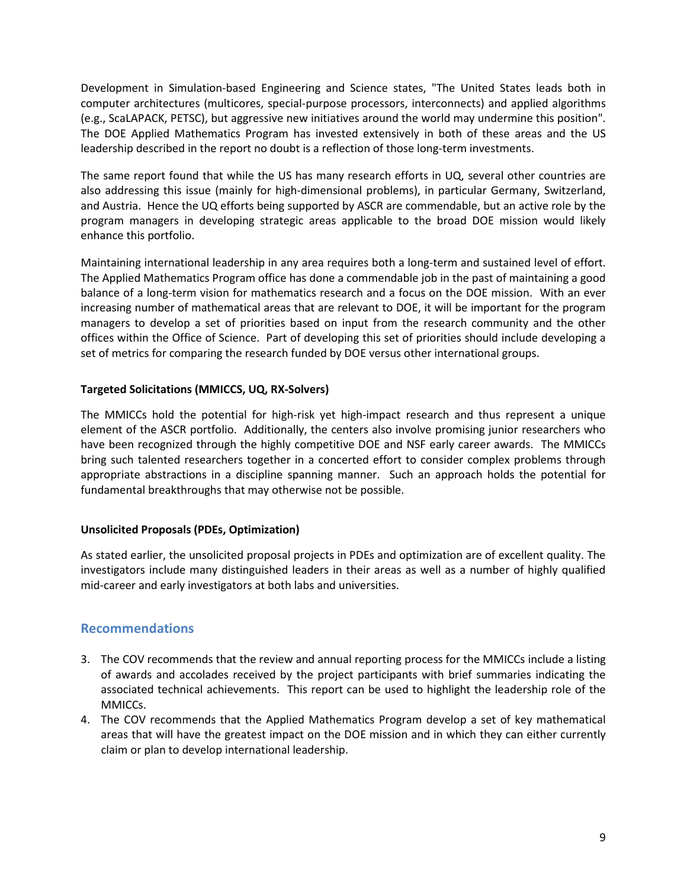Development in Simulation-based Engineering and Science states, "The United States leads both in computer architectures (multicores, special-purpose processors, interconnects) and applied algorithms (e.g., ScaLAPACK, PETSC), but aggressive new initiatives around the world may undermine this position". The DOE Applied Mathematics Program has invested extensively in both of these areas and the US leadership described in the report no doubt is a reflection of those long-term investments.

The same report found that while the US has many research efforts in UQ, several other countries are also addressing this issue (mainly for high-dimensional problems), in particular Germany, Switzerland, and Austria. Hence the UQ efforts being supported by ASCR are commendable, but an active role by the program managers in developing strategic areas applicable to the broad DOE mission would likely enhance this portfolio.

Maintaining international leadership in any area requires both a long-term and sustained level of effort. The Applied Mathematics Program office has done a commendable job in the past of maintaining a good balance of a long-term vision for mathematics research and a focus on the DOE mission. With an ever increasing number of mathematical areas that are relevant to DOE, it will be important for the program managers to develop a set of priorities based on input from the research community and the other offices within the Office of Science. Part of developing this set of priorities should include developing a set of metrics for comparing the research funded by DOE versus other international groups.

**Targeted Solicitations (MMICCS, UQ, RX-Solvers)**

The MMICCs hold the potential for high-risk yet high-impact research and thus represent a unique element of the ASCR portfolio. Additionally, the centers also involve promising junior researchers who have been recognized through the highly competitive DOE and NSF early career awards. The MMICCs bring such talented researchers together in a concerted effort to consider complex problems through appropriate abstractions in a discipline spanning manner. Such an approach holds the potential for fundamental breakthroughs that may otherwise not be possible.

**Unsolicited Proposals (PDEs, Optimization)**

As stated earlier, the unsolicited proposal projects in PDEs and optimization are of excellent quality. The investigators include many distinguished leaders in their areas as well as a number of highly qualified mid-career and early investigators at both labs and universities.

## Recommendations

3. The COV recommends that the review and annual reporting process for the MMICCs include a listing of awards and accolades received by the project participants with brief summaries indicating the associated technical achievements. This report can be used to highlight the leadership role of the MMICCs.
4. The COV recommends that the Applied Mathematics Program develop a set of key mathematical areas that will have the greatest impact on the DOE mission and in which they can either currently claim or plan to develop international leadership.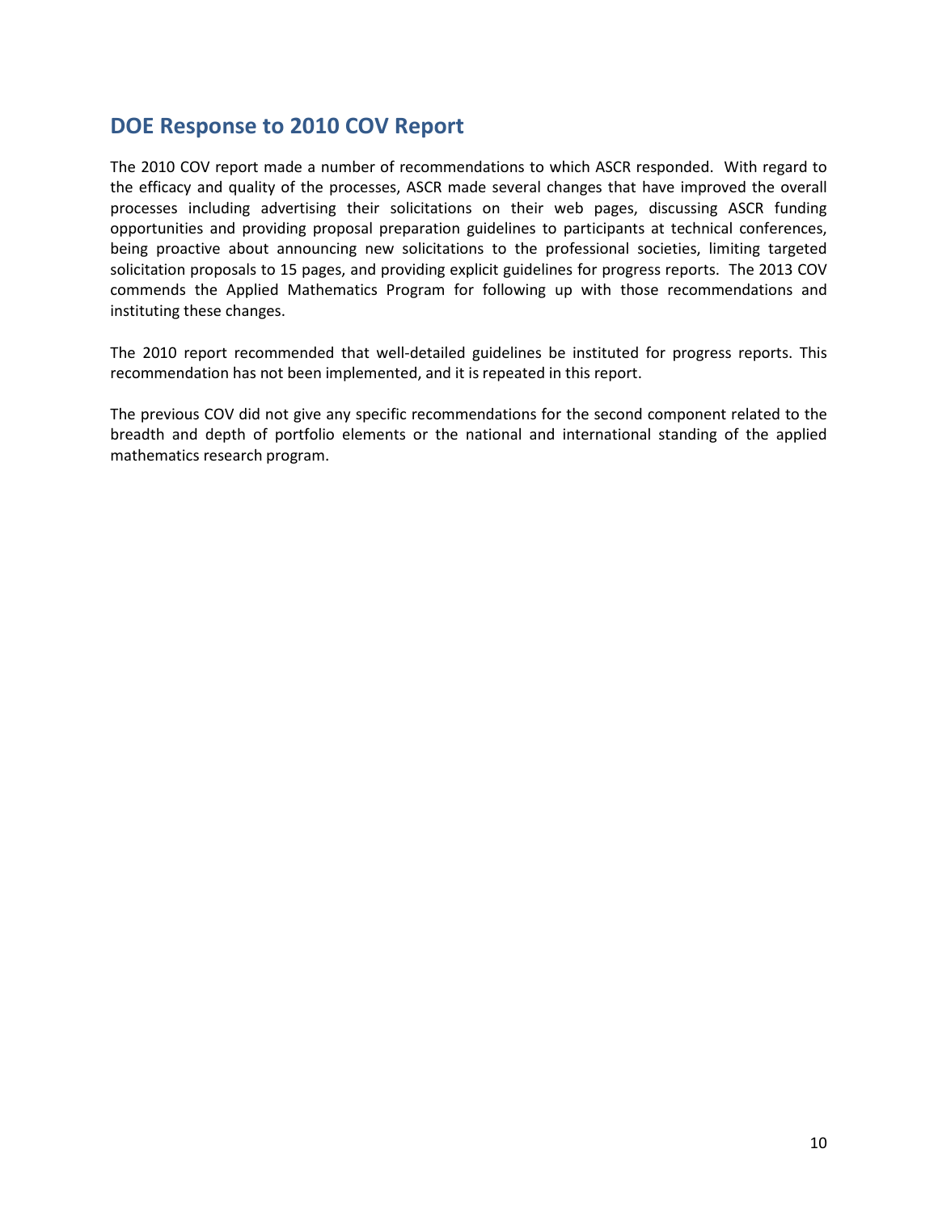## DOE Response to 2010 COV Report

The 2010 COV report made a number of recommendations to which ASCR responded. With regard to the efficacy and quality of the processes, ASCR made several changes that have improved the overall processes including advertising their solicitations on their web pages, discussing ASCR funding opportunities and providing proposal preparation guidelines to participants at technical conferences, being proactive about announcing new solicitations to the professional societies, limiting targeted solicitation proposals to 15 pages, and providing explicit guidelines for progress reports. The 2013 COV commends the Applied Mathematics Program for following up with those recommendations and instituting these changes.

The 2010 report recommended that well-detailed guidelines be instituted for progress reports. This recommendation has not been implemented, and it is repeated in this report.

The previous COV did not give any specific recommendations for the second component related to the breadth and depth of portfolio elements or the national and international standing of the applied mathematics research program.